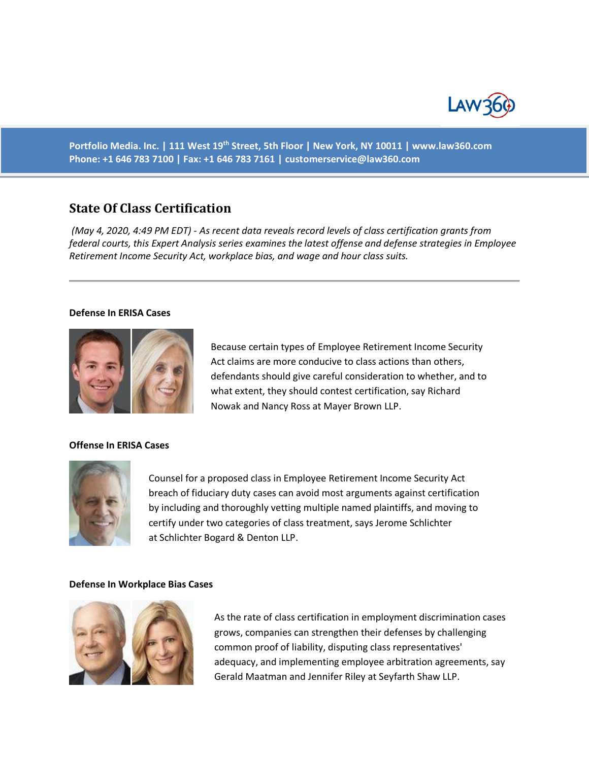Portfolio Media. Inc. | 111 West 19th Street, 5th Floor | New York, NY 10011 | www.law360.com
Phone: +1 646 783 7100 | Fax: +1 646 783 7161 | customerservice@law360.com

# State Of Class Certification

*(May 4, 2020, 4:49 PM EDT) - As recent data reveals record levels of class certification grants from federal courts, this Expert Analysis series examines the latest offense and defense strategies in Employee Retirement Income Security Act, workplace bias, and wage and hour class suits.*

---

**Defense In ERISA Cases**

Because certain types of Employee Retirement Income Security Act claims are more conducive to class actions than others, defendants should give careful consideration to whether, and to what extent, they should contest certification, say Richard Nowak and Nancy Ross at Mayer Brown LLP.

**Offense In ERISA Cases**

Counsel for a proposed class in Employee Retirement Income Security Act breach of fiduciary duty cases can avoid most arguments against certification by including and thoroughly vetting multiple named plaintiffs, and moving to certify under two categories of class treatment, says Jerome Schlichter at Schlichter Bogard & Denton LLP.

**Defense In Workplace Bias Cases**

As the rate of class certification in employment discrimination cases grows, companies can strengthen their defenses by challenging common proof of liability, disputing class representatives' adequacy, and implementing employee arbitration agreements, say Gerald Maatman and Jennifer Riley at Seyfarth Shaw LLP.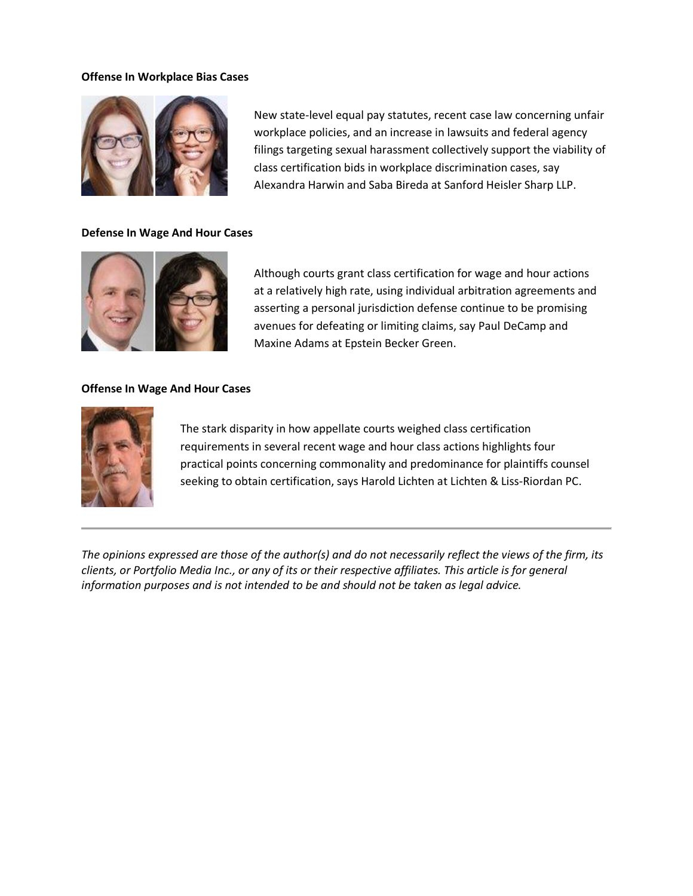**Offense In Workplace Bias Cases**

New state-level equal pay statutes, recent case law concerning unfair workplace policies, and an increase in lawsuits and federal agency filings targeting sexual harassment collectively support the viability of class certification bids in workplace discrimination cases, say Alexandra Harwin and Saba Bireda at Sanford Heisler Sharp LLP.

**Defense In Wage And Hour Cases**

Although courts grant class certification for wage and hour actions at a relatively high rate, using individual arbitration agreements and asserting a personal jurisdiction defense continue to be promising avenues for defeating or limiting claims, say Paul DeCamp and Maxine Adams at Epstein Becker Green.

**Offense In Wage And Hour Cases**

The stark disparity in how appellate courts weighed class certification requirements in several recent wage and hour class actions highlights four practical points concerning commonality and predominance for plaintiffs counsel seeking to obtain certification, says Harold Lichten at Lichten & Liss-Riordan PC.

---

*The opinions expressed are those of the author(s) and do not necessarily reflect the views of the firm, its clients, or Portfolio Media Inc., or any of its or their respective affiliates. This article is for general information purposes and is not intended to be and should not be taken as legal advice.*